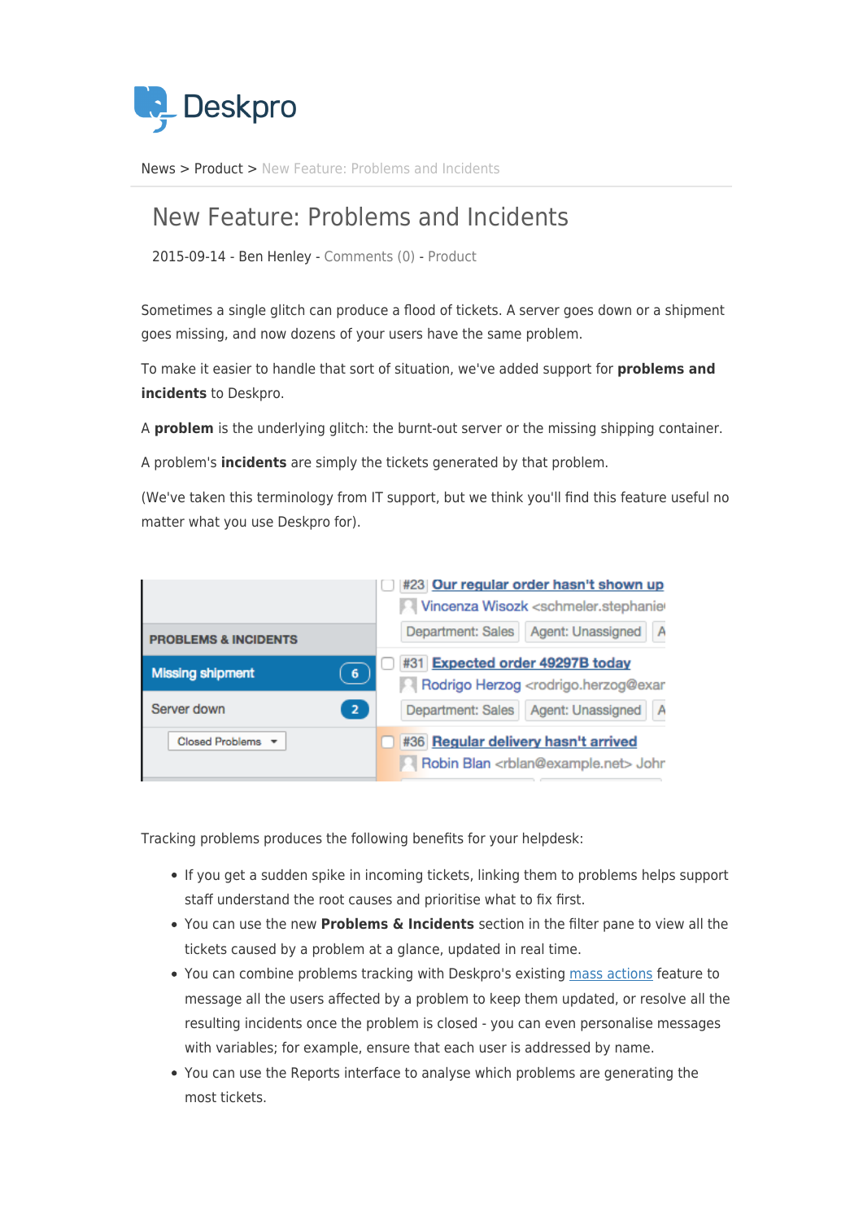Deskpro

News > Product > New Feature: Problems and Incidents

# New Feature: Problems and Incidents

2015-09-14 - Ben Henley - Comments (0) - Product

Sometimes a single glitch can produce a flood of tickets. A server goes down or a shipment goes missing, and now dozens of your users have the same problem.

To make it easier to handle that sort of situation, we've added support for **problems and incidents** to Deskpro.

A **problem** is the underlying glitch: the burnt-out server or the missing shipping container.

A problem's **incidents** are simply the tickets generated by that problem.

(We've taken this terminology from IT support, but we think you'll find this feature useful no matter what you use Deskpro for).

Tracking problems produces the following benefits for your helpdesk:

- If you get a sudden spike in incoming tickets, linking them to problems helps support staff understand the root causes and prioritise what to fix first.
- You can use the new **Problems & Incidents** section in the filter pane to view all the tickets caused by a problem at a glance, updated in real time.
- You can combine problems tracking with Deskpro's existing mass actions feature to message all the users affected by a problem to keep them updated, or resolve all the resulting incidents once the problem is closed - you can even personalise messages with variables; for example, ensure that each user is addressed by name.
- You can use the Reports interface to analyse which problems are generating the most tickets.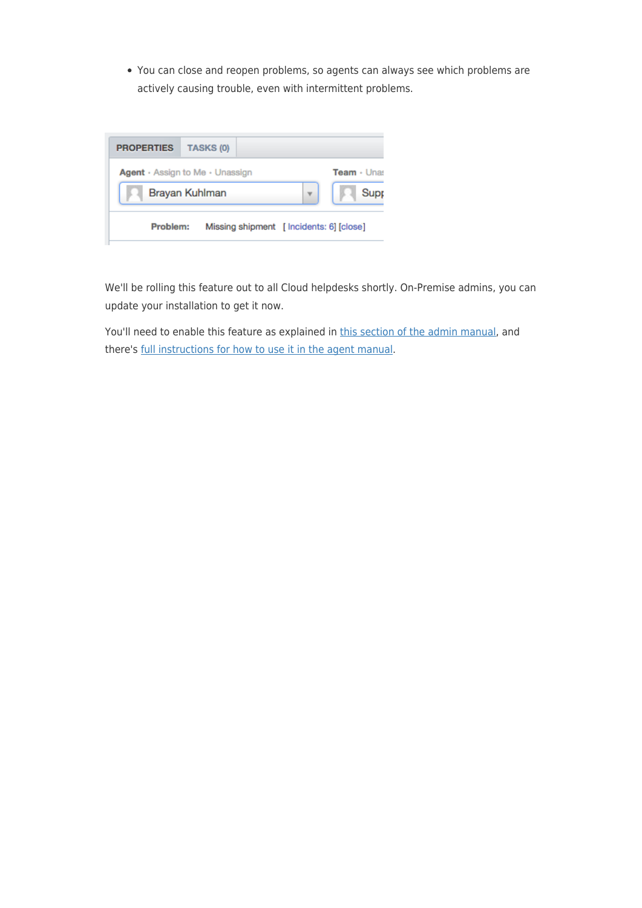- You can close and reopen problems, so agents can always see which problems are actively causing trouble, even with intermittent problems.

PROPERTIES TASKS (0)

Agent · Assign to Me · Unassign

Brayan Kuhlman

Team · Unas

Supp

Problem: Missing shipment [ Incidents: 6] [close]

We'll be rolling this feature out to all Cloud helpdesks shortly. On-Premise admins, you can update your installation to get it now.

You'll need to enable this feature as explained in this section of the admin manual, and there's full instructions for how to use it in the agent manual.